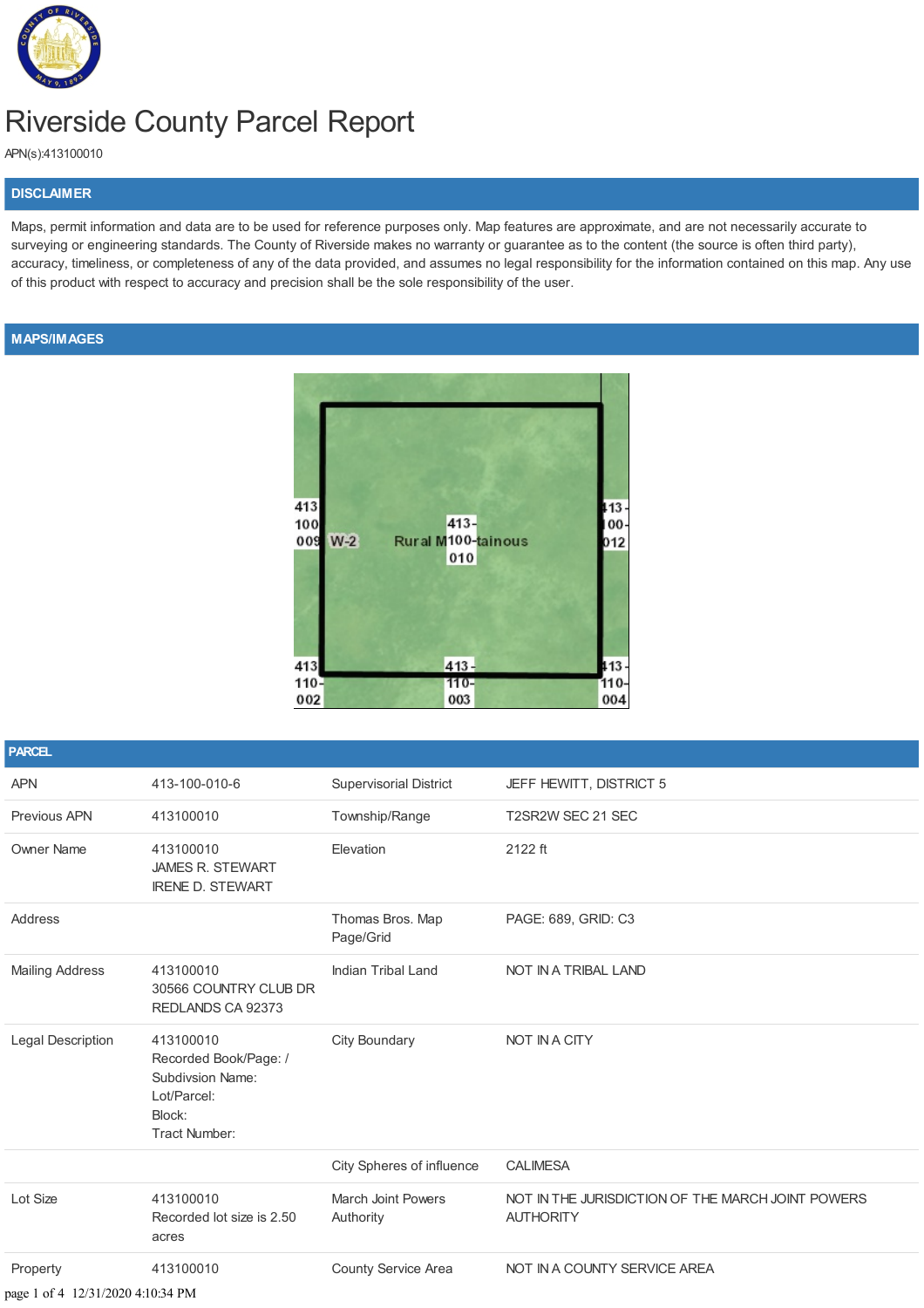# Riverside County Parcel Report

APN(s):413100010

## DISCLAIMER

Maps, permit information and data are to be used for reference purposes only. Map features are approximate, and are not necessarily accurate to surveying or engineering standards. The County of Riverside makes no warranty or guarantee as to the content (the source is often third party), accuracy, timeliness, or completeness of any of the data provided, and assumes no legal responsibility for the information contained on this map. Any use of this product with respect to accuracy and precision shall be the sole responsibility of the user.

## MAPS/IMAGES

## PARCEL

| | | | |
|---|---|---|---|
| APN | 413-100-010-6 | Supervisorial District | JEFF HEWITT, DISTRICT 5 |
| Previous APN | 413100010 | Township/Range | T2SR2W SEC 21 SEC |
| Owner Name | 413100010<br>JAMES R. STEWART<br>IRENE D. STEWART | Elevation | 2122 ft |
| Address | | Thomas Bros. Map Page/Grid | PAGE: 689, GRID: C3 |
| Mailing Address | 413100010<br>30566 COUNTRY CLUB DR<br>REDLANDS CA 92373 | Indian Tribal Land | NOT IN A TRIBAL LAND |
| Legal Description | 413100010<br>Recorded Book/Page: /<br>Subdivsion Name:<br>Lot/Parcel:<br>Block:<br>Tract Number: | City Boundary | NOT IN A CITY |
| | | City Spheres of influence | CALIMESA |
| Lot Size | 413100010<br>Recorded lot size is 2.50 acres | March Joint Powers Authority | NOT IN THE JURISDICTION OF THE MARCH JOINT POWERS AUTHORITY |
| Property | 413100010 | County Service Area | NOT IN A COUNTY SERVICE AREA |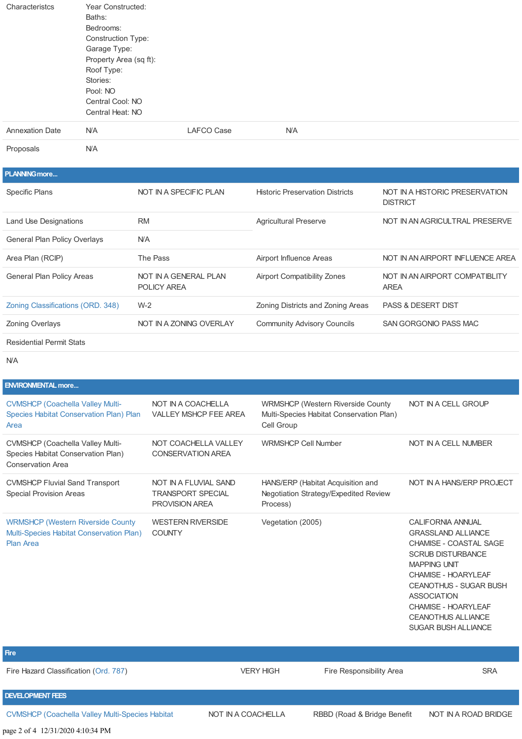| Characteristcs | Year Constructed:<br>Baths:<br>Bedrooms:<br>Construction Type:<br>Garage Type:<br>Property Area (sq ft):<br>Roof Type:<br>Stories:<br>Pool: NO<br>Central Cool: NO<br>Central Heat: NO | | |
|---|---|---|---|
| Annexation Date | N/A | LAFCO Case | N/A |
| Proposals | N/A | | |

## PLANNING more...

| | | | |
|---|---|---|---|
| Specific Plans | NOT IN A SPECIFIC PLAN | Historic Preservation Districts | NOT IN A HISTORIC PRESERVATION DISTRICT |
| Land Use Designations | RM | Agricultural Preserve | NOT IN AN AGRICULTRAL PRESERVE |
| General Plan Policy Overlays | N/A | | |
| Area Plan (RCIP) | The Pass | Airport Influence Areas | NOT IN AN AIRPORT INFLUENCE AREA |
| General Plan Policy Areas | NOT IN A GENERAL PLAN POLICY AREA | Airport Compatibility Zones | NOT IN AN AIRPORT COMPATIBLITY AREA |
| Zoning Classifications (ORD. 348) | W-2 | Zoning Districts and Zoning Areas | PASS & DESERT DIST |
| Zoning Overlays | NOT IN A ZONING OVERLAY | Community Advisory Councils | SAN GORGONIO PASS MAC |
| Residential Permit Stats | | | |
| N/A | | | |

## ENVIRONMENTAL more...

| | | | |
|---|---|---|---|
| CVMSHCP (Coachella Valley Multi-Species Habitat Conservation Plan) Plan Area | NOT IN A COACHELLA VALLEY MSHCP FEE AREA | WRMSHCP (Western Riverside County Multi-Species Habitat Conservation Plan) Cell Group | NOT IN A CELL GROUP |
| CVMSHCP (Coachella Valley Multi-Species Habitat Conservation Plan) Conservation Area | NOT COACHELLA VALLEY CONSERVATION AREA | WRMSHCP Cell Number | NOT IN A CELL NUMBER |
| CVMSHCP Fluvial Sand Transport Special Provision Areas | NOT IN A FLUVIAL SAND TRANSPORT SPECIAL PROVISION AREA | HANS/ERP (Habitat Acquisition and Negotiation Strategy/Expedited Review Process) | NOT IN A HANS/ERP PROJECT |
| WRMSHCP (Western Riverside County Multi-Species Habitat Conservation Plan) Plan Area | WESTERN RIVERSIDE COUNTY | Vegetation (2005) | CALIFORNIA ANNUAL GRASSLAND ALLIANCE<br>CHAMISE - COASTAL SAGE SCRUB DISTURBANCE MAPPING UNIT<br>CHAMISE - HOARYLEAF CEANOTHUS - SUGAR BUSH ASSOCIATION<br>CHAMISE - HOARYLEAF CEANOTHUS ALLIANCE<br>SUGAR BUSH ALLIANCE |

## Fire

| | | | |
|---|---|---|---|
| Fire Hazard Classification (Ord. 787) | VERY HIGH | Fire Responsibility Area | SRA |

## DEVELOPMENT FEES

| | | | |
|---|---|---|---|
| CVMSHCP (Coachella Valley Multi-Species Habitat | NOT IN A COACHELLA | RBBD (Road & Bridge Benefit | NOT IN A ROAD BRIDGE |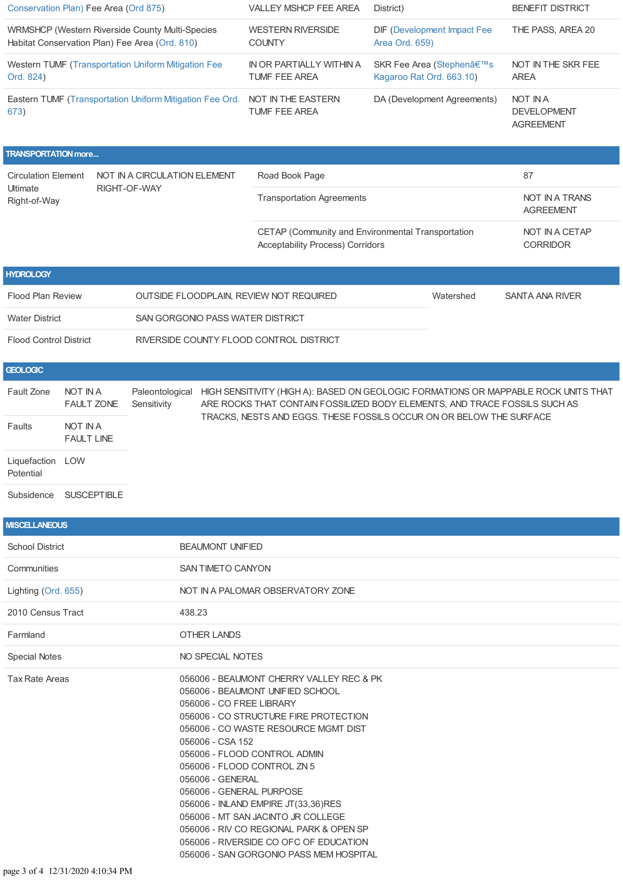| | | | |
|---|---|---|---|
| Conservation Plan) Fee Area (Ord 875) | VALLEY MSHCP FEE AREA | District) | BENEFIT DISTRICT |
| WRMSHCP (Western Riverside County Multi-Species Habitat Conservation Plan) Fee Area (Ord. 810) | WESTERN RIVERSIDE COUNTY | DIF (Development Impact Fee Area Ord. 659) | THE PASS, AREA 20 |
| Western TUMF (Transportation Uniform Mitigation Fee Ord. 824) | IN OR PARTIALLY WITHIN A TUMF FEE AREA | SKR Fee Area (Stephenâ€™s Kagaroo Rat Ord. 663.10) | NOT IN THE SKR FEE AREA |
| Eastern TUMF (Transportation Uniform Mitigation Fee Ord. 673) | NOT IN THE EASTERN TUMF FEE AREA | DA (Development Agreements) | NOT IN A DEVELOPMENT AGREEMENT |

## TRANSPORTATION more...

| | | | |
|---|---|---|---|
| Circulation Element Ultimate Right-of-Way | NOT IN A CIRCULATION ELEMENT RIGHT-OF-WAY | Road Book Page | 87 |
| | | Transportation Agreements | NOT IN A TRANS AGREEMENT |
| | | CETAP (Community and Environmental Transportation Acceptability Process) Corridors | NOT IN A CETAP CORRIDOR |

## HYDROLOGY

| | | | |
|---|---|---|---|
| Flood Plan Review | OUTSIDE FLOODPLAIN, REVIEW NOT REQUIRED | Watershed | SANTA ANA RIVER |
| Water District | SAN GORGONIO PASS WATER DISTRICT | | |
| Flood Control District | RIVERSIDE COUNTY FLOOD CONTROL DISTRICT | | |

## GEOLOGIC

| | | | |
|---|---|---|---|
| Fault Zone | NOT IN A FAULT ZONE | Paleontological Sensitivity | HIGH SENSITIVITY (HIGH A): BASED ON GEOLOGIC FORMATIONS OR MAPPABLE ROCK UNITS THAT ARE ROCKS THAT CONTAIN FOSSILIZED BODY ELEMENTS, AND TRACE FOSSILS SUCH AS TRACKS, NESTS AND EGGS. THESE FOSSILS OCCUR ON OR BELOW THE SURFACE |
| Faults | NOT IN A FAULT LINE | | |
| Liquefaction Potential | LOW | | |
| Subsidence | SUSCEPTIBLE | | |

## MISCELLANEOUS

| | |
|---|---|
| School District | BEAUMONT UNIFIED |
| Communities | SAN TIMETO CANYON |
| Lighting (Ord. 655) | NOT IN A PALOMAR OBSERVATORY ZONE |
| 2010 Census Tract | 438.23 |
| Farmland | OTHER LANDS |
| Special Notes | NO SPECIAL NOTES |
| Tax Rate Areas | 056006 - BEAUMONT CHERRY VALLEY REC & PK<br>056006 - BEAUMONT UNIFIED SCHOOL<br>056006 - CO FREE LIBRARY<br>056006 - CO STRUCTURE FIRE PROTECTION<br>056006 - CO WASTE RESOURCE MGMT DIST<br>056006 - CSA 152<br>056006 - FLOOD CONTROL ADMIN<br>056006 - FLOOD CONTROL ZN 5<br>056006 - GENERAL<br>056006 - GENERAL PURPOSE<br>056006 - INLAND EMPIRE JT(33,36)RES<br>056006 - MT SAN JACINTO JR COLLEGE<br>056006 - RIV CO REGIONAL PARK & OPEN SP<br>056006 - RIVERSIDE CO OFC OF EDUCATION<br>056006 - SAN GORGONIO PASS MEM HOSPITAL |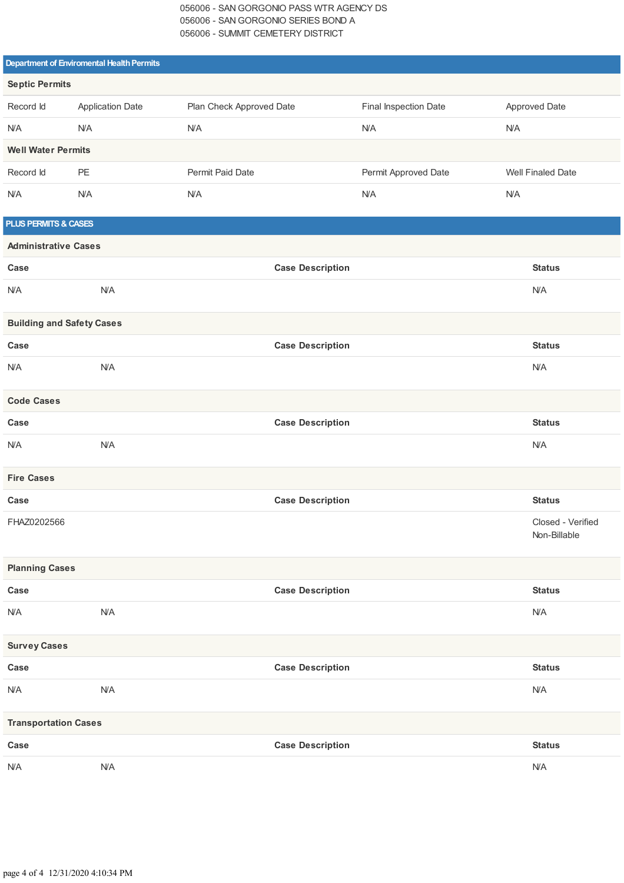056006 - SAN GORGONIO PASS WTR AGENCY DS
056006 - SAN GORGONIO SERIES BOND A
056006 - SUMMIT CEMETERY DISTRICT

## Department of Enviromental Health Permits

### Septic Permits

| Record Id | Application Date | Plan Check Approved Date | Final Inspection Date | Approved Date |
|---|---|---|---|---|
| N/A | N/A | N/A | N/A | N/A |

### Well Water Permits

| Record Id | PE | Permit Paid Date | Permit Approved Date | Well Finaled Date |
|---|---|---|---|---|
| N/A | N/A | N/A | N/A | N/A |

## PLUS PERMITS & CASES

### Administrative Cases

| Case | | Case Description | Status |
|---|---|---|---|
| N/A | N/A | | N/A |

### Building and Safety Cases

| Case | | Case Description | Status |
|---|---|---|---|
| N/A | N/A | | N/A |

### Code Cases

| Case | | Case Description | Status |
|---|---|---|---|
| N/A | N/A | | N/A |

### Fire Cases

| Case | | Case Description | Status |
|---|---|---|---|
| FHAZ0202566 | | | Closed - Verified Non-Billable |

### Planning Cases

| Case | | Case Description | Status |
|---|---|---|---|
| N/A | N/A | | N/A |

### Survey Cases

| Case | | Case Description | Status |
|---|---|---|---|
| N/A | N/A | | N/A |

### Transportation Cases

| Case | | Case Description | Status |
|---|---|---|---|
| N/A | N/A | | N/A |